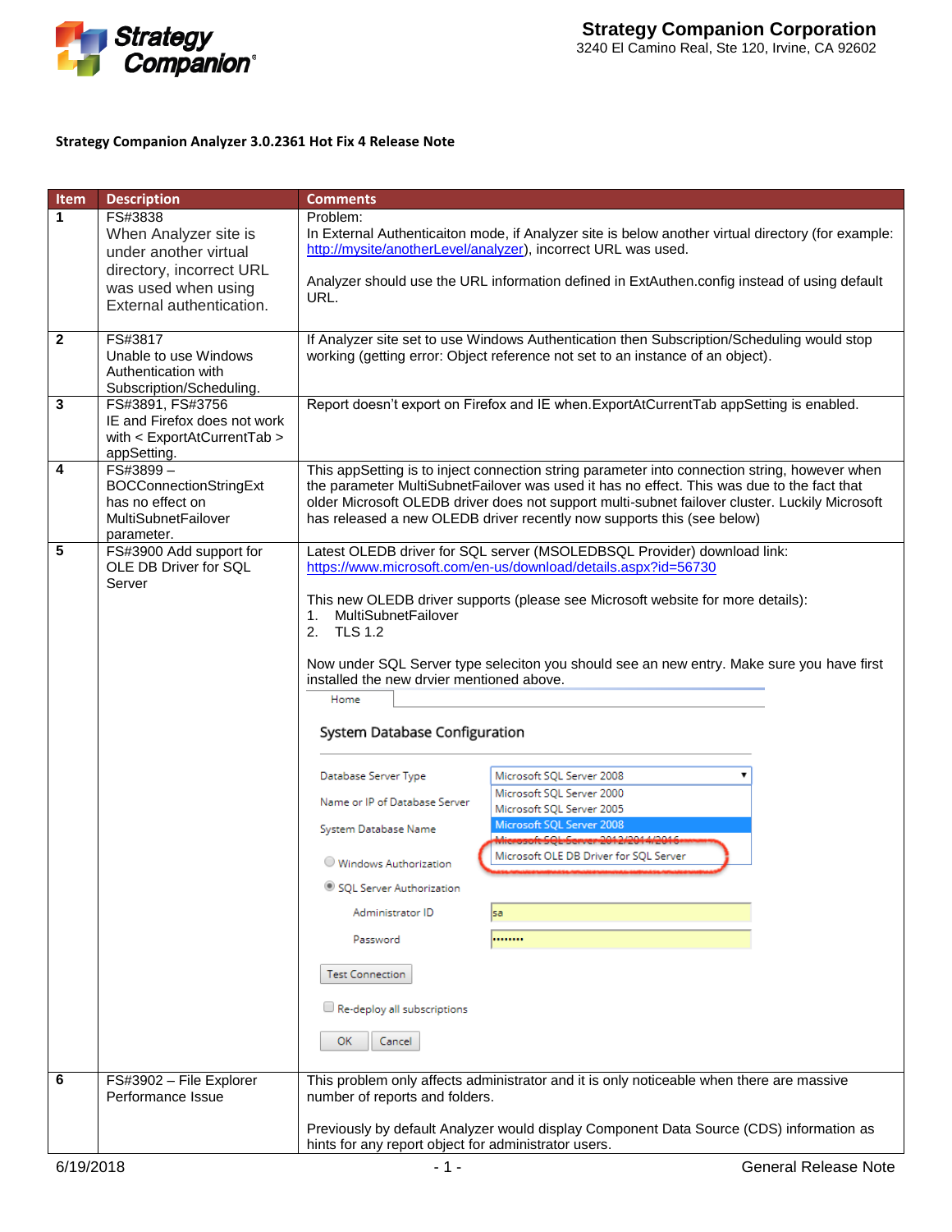**Strategy Companion Corporation**
3240 El Camino Real, Ste 120, Irvine, CA 92602

**Strategy Companion Analyzer 3.0.2361 Hot Fix 4 Release Note**

| Item | Description | Comments |
|---|---|---|
| 1 | FS#3838<br>When Analyzer site is under another virtual directory, incorrect URL was used when using External authentication. | Problem:<br>In External Authenticaiton mode, if Analyzer site is below another virtual directory (for example: http://mysite/anotherLevel/analyzer), incorrect URL was used.<br><br>Analyzer should use the URL information defined in ExtAuthen.config instead of using default URL. |
| 2 | FS#3817<br>Unable to use Windows Authentication with Subscription/Scheduling. | If Analyzer site set to use Windows Authentication then Subscription/Scheduling would stop working (getting error: Object reference not set to an instance of an object). |
| 3 | FS#3891, FS#3756<br>IE and Firefox does not work with < ExportAtCurrentTab > appSetting. | Report doesn't export on Firefox and IE when.ExportAtCurrentTab appSetting is enabled. |
| 4 | FS#3899 – BOCConnectionStringExt has no effect on MultiSubnetFailover parameter. | This appSetting is to inject connection string parameter into connection string, however when the parameter MultiSubnetFailover was used it has no effect. This was due to the fact that older Microsoft OLEDB driver does not support multi-subnet failover cluster. Luckily Microsoft has released a new OLEDB driver recently now supports this (see below) |
| 5 | FS#3900 Add support for OLE DB Driver for SQL Server | Latest OLEDB driver for SQL server (MSOLEDBSQL Provider) download link:<br>https://www.microsoft.com/en-us/download/details.aspx?id=56730<br><br>This new OLEDB driver supports (please see Microsoft website for more details):<br>1. MultiSubnetFailover<br>2. TLS 1.2<br><br>Now under SQL Server type seleciton you should see an new entry. Make sure you have first installed the new drvier mentioned above. |
| 6 | FS#3902 – File Explorer Performance Issue | This problem only affects administrator and it is only noticeable when there are massive number of reports and folders.<br><br>Previously by default Analyzer would display Component Data Source (CDS) information as hints for any report object for administrator users. |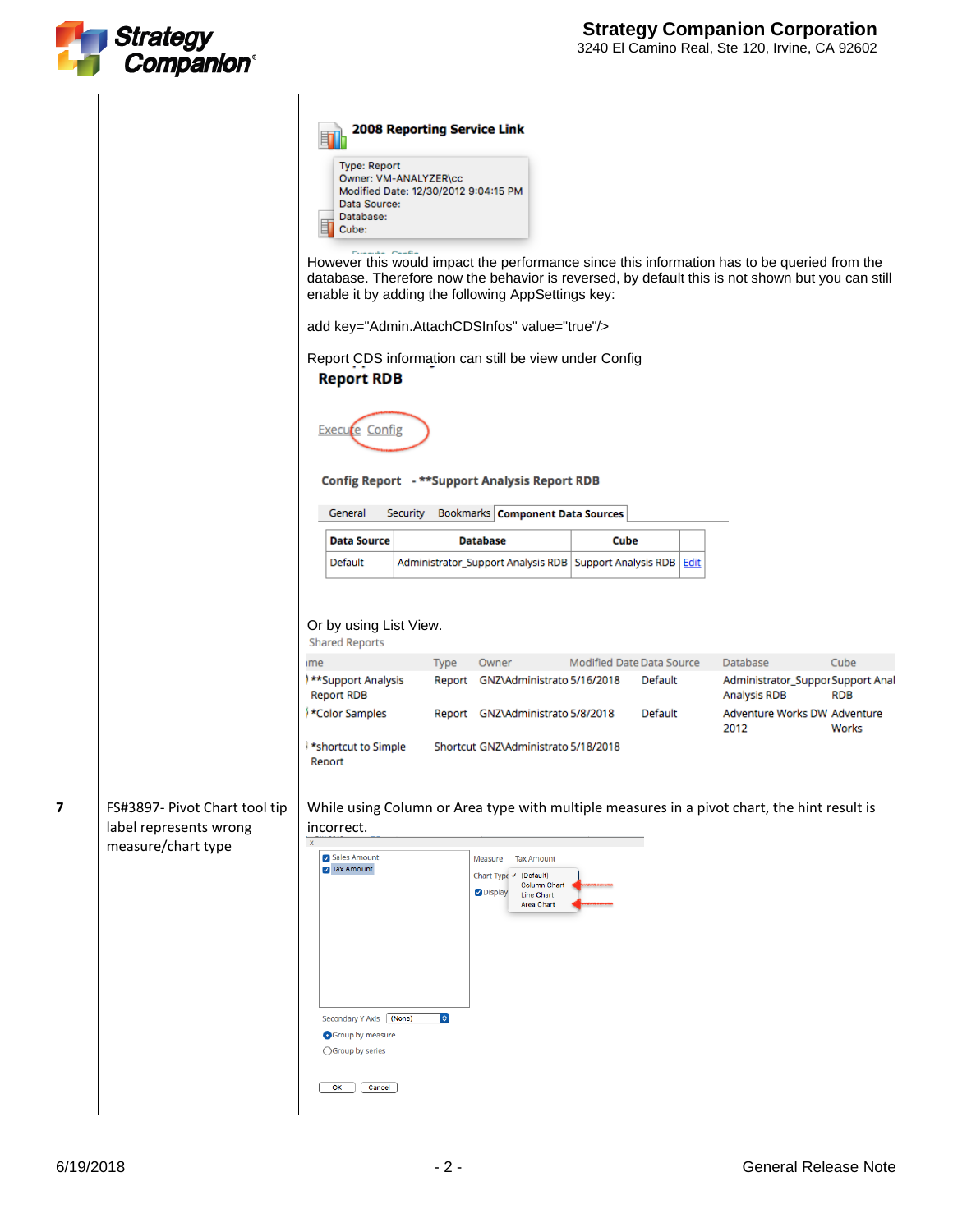| | | |
|---|---|---|
| | | **2008 Reporting Service Link**<br><br>Type: Report<br>Owner: VM-ANALYZER\cc<br>Modified Date: 12/30/2012 9:04:15 PM<br>Data Source:<br>Database:<br>Cube:<br><br>However this would impact the performance since this information has to be queried from the database. Therefore now the behavior is reversed, by default this is not shown but you can still enable it by adding the following AppSettings key:<br><br>add key="Admin.AttachCDSInfos" value="true"/><br><br>Report CDS information can still be view under Config<br><br>**Report RDB**<br><br>Execute Config<br><br>**Config Report - \*\*Support Analysis Report RDB**<br><br>General  Security  Bookmarks  **Component Data Sources**<br><br>Data Source: Default / Database: Administrator_Support Analysis RDB / Cube: Support Analysis RDB / Edit<br><br>Or by using List View.<br><br>Shared Reports<br><br>ime / Type / Owner / Modified Date / Data Source / Database / Cube<br>\*\*Support Analysis Report RDB / Report / GNZ\Administrato / 5/16/2018 / Default / Administrator_Suppor Analysis RDB / Support Anal RDB<br>\*Color Samples / Report / GNZ\Administrato / 5/8/2018 / Default / Adventure Works DW 2012 / Adventure Works<br>\*shortcut to Simple Report / Shortcut / GNZ\Administrato / 5/18/2018 | 
| 7 | FS#3897- Pivot Chart tool tip label represents wrong measure/chart type | While using Column or Area type with multiple measures in a pivot chart, the hint result is incorrect.<br><br>Sales Amount<br>Tax Amount<br>Measure Tax Amount<br>Chart Type: (Default) / Column Chart / Line Chart / Area Chart<br>Display<br>Secondary Y Axis (None)<br>Group by measure<br>Group by series<br>OK Cancel |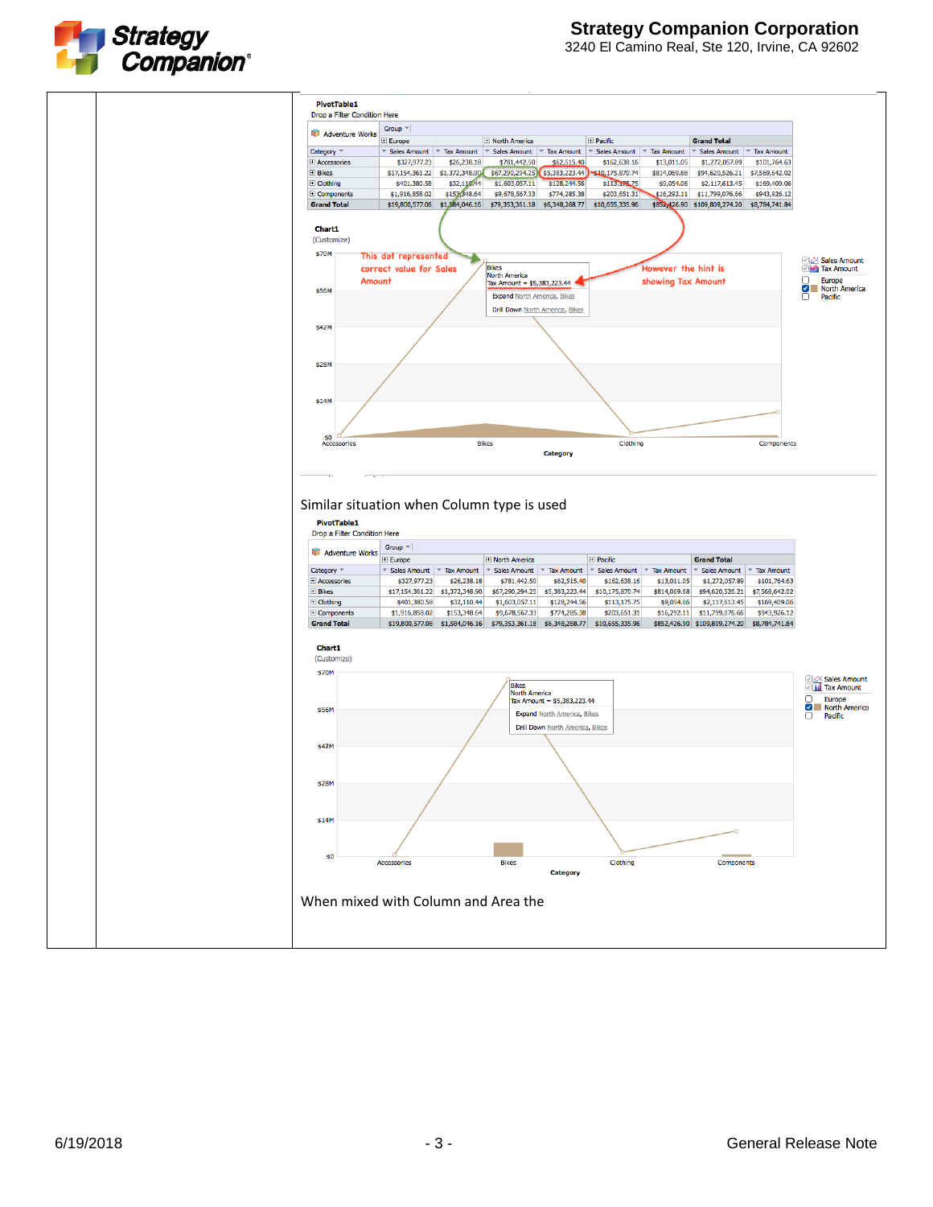**PivotTable1**

Drop a Filter Condition Here

| Adventure Works | Group | | | | | | | |
|---|---|---|---|---|---|---|---|---|
| | Europe | | North America | | Pacific | | Grand Total | |
| Category | Sales Amount | Tax Amount | Sales Amount | Tax Amount | Sales Amount | Tax Amount | Sales Amount | Tax Amount |
| Accessories | $327,977.23 | $26,238.18 | $781,442.50 | $62,515.40 | $162,638.16 | $13,011.05 | $1,272,057.89 | $101,764.63 |
| Bikes | $17,154,361.22 | $1,372,348.90 | $67,290,294.25 | $5,383,223.44 | $10,175,870.74 | $814,069.68 | $94,620,526.21 | $7,569,642.02 |
| Clothing | $401,380.58 | $32,110.44 | $1,603,057.11 | $128,244.56 | $113,175.75 | $9,054.06 | $2,117,613.45 | $169,409.06 |
| Components | $1,916,858.02 | $153,348.64 | $9,678,567.33 | $774,285.38 | $203,651.31 | $16,292.11 | $11,799,076.66 | $943,926.12 |
| Grand Total | $19,800,577.06 | $1,584,046.16 | $79,353,361.18 | $6,348,268.77 | $10,655,335.96 | $852,426.90 | $109,809,274.20 | $8,784,741.84 |

**Chart1**

(Customize)

$70M
$56M
$42M
$28M
$14M
$0

Accessories
Bikes
Clothing
Components

Category

Sales Amount
Tax Amount
Europe
North America
Pacific

Bikes
North America
Tax Amount = $5,383,223.44
Expand North America, Bikes
Drill Down North America, Bikes

This dot represented correct value for Sales Amount

However the hint is showing Tax Amount

Similar situation when Column type is used

**PivotTable1**

Drop a Filter Condition Here

| Adventure Works | Group | | | | | | | |
|---|---|---|---|---|---|---|---|---|
| | Europe | | North America | | Pacific | | Grand Total | |
| Category | Sales Amount | Tax Amount | Sales Amount | Tax Amount | Sales Amount | Tax Amount | Sales Amount | Tax Amount |
| Accessories | $327,977.23 | $26,238.18 | $781,442.50 | $62,515.40 | $162,638.16 | $13,011.05 | $1,272,057.89 | $101,764.63 |
| Bikes | $17,154,361.22 | $1,372,348.90 | $67,290,294.25 | $5,383,223.44 | $10,175,870.74 | $814,069.68 | $94,620,526.21 | $7,569,642.02 |
| Clothing | $401,380.58 | $32,110.44 | $1,603,057.11 | $128,244.56 | $113,175.75 | $9,054.06 | $2,117,613.45 | $169,409.06 |
| Components | $1,916,858.02 | $153,348.64 | $9,678,567.33 | $774,285.38 | $203,651.31 | $16,292.11 | $11,799,076.66 | $943,926.12 |
| Grand Total | $19,800,577.06 | $1,584,046.16 | $79,353,361.18 | $6,348,268.77 | $10,655,335.96 | $852,426.90 | $109,809,274.20 | $8,784,741.84 |

**Chart1**

(Customize)

$70M
$56M
$42M
$28M
$14M
$0

Accessories
Bikes
Clothing
Components

Category

Sales Amount
Tax Amount
Europe
North America
Pacific

Bikes
North America
Tax Amount = $5,383,223.44
Expand North America, Bikes
Drill Down North America, Bikes

When mixed with Column and Area the